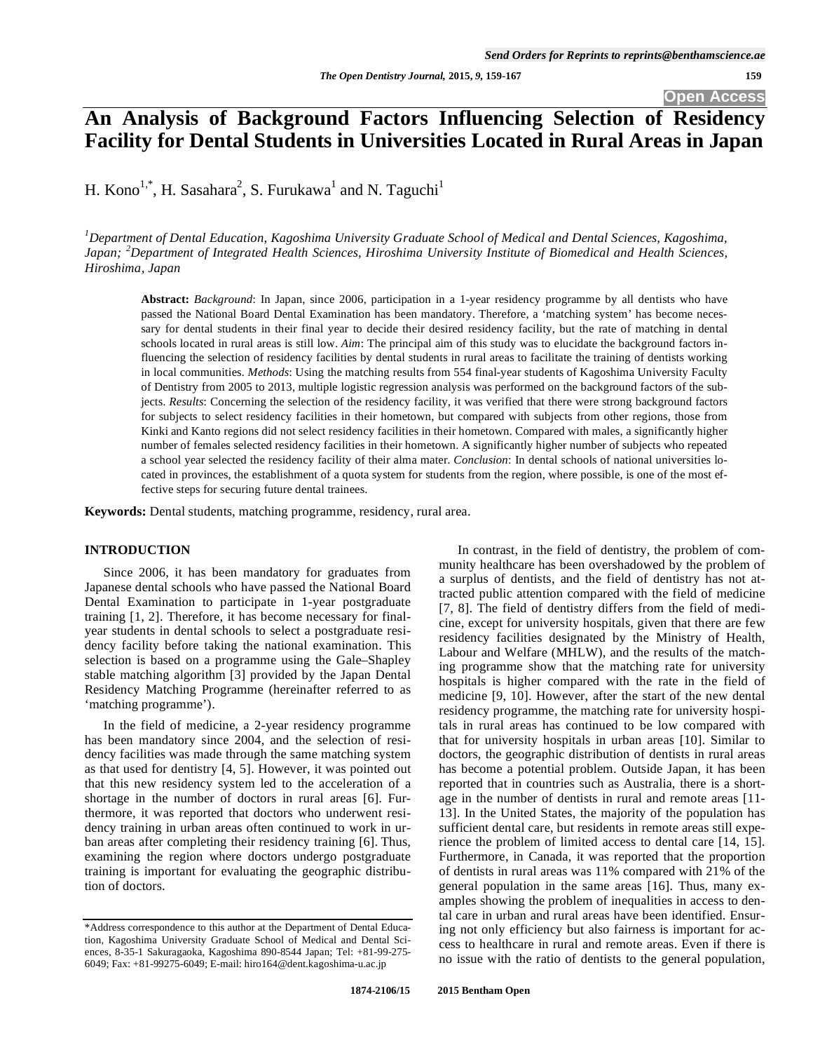# An Analysis of Background Factors Influencing Selection of Residency Facility for Dental Students in Universities Located in Rural Areas in Japan

H. Kono[1,*], H. Sasahara[2], S. Furukawa[1] and N. Taguchi[1]

[1]*Department of Dental Education, Kagoshima University Graduate School of Medical and Dental Sciences, Kagoshima, Japan;* [2]*Department of Integrated Health Sciences, Hiroshima University Institute of Biomedical and Health Sciences, Hiroshima, Japan*

**Abstract:** *Background*: In Japan, since 2006, participation in a 1-year residency programme by all dentists who have passed the National Board Dental Examination has been mandatory. Therefore, a 'matching system' has become necessary for dental students in their final year to decide their desired residency facility, but the rate of matching in dental schools located in rural areas is still low. *Aim*: The principal aim of this study was to elucidate the background factors influencing the selection of residency facilities by dental students in rural areas to facilitate the training of dentists working in local communities. *Methods*: Using the matching results from 554 final-year students of Kagoshima University Faculty of Dentistry from 2005 to 2013, multiple logistic regression analysis was performed on the background factors of the subjects. *Results*: Concerning the selection of the residency facility, it was verified that there were strong background factors for subjects to select residency facilities in their hometown, but compared with subjects from other regions, those from Kinki and Kanto regions did not select residency facilities in their hometown. Compared with males, a significantly higher number of females selected residency facilities in their hometown. A significantly higher number of subjects who repeated a school year selected the residency facility of their alma mater. *Conclusion*: In dental schools of national universities located in provinces, the establishment of a quota system for students from the region, where possible, is one of the most effective steps for securing future dental trainees.

**Keywords:** Dental students, matching programme, residency, rural area.

## INTRODUCTION

Since 2006, it has been mandatory for graduates from Japanese dental schools who have passed the National Board Dental Examination to participate in 1-year postgraduate training [1, 2]. Therefore, it has become necessary for final-year students in dental schools to select a postgraduate residency facility before taking the national examination. This selection is based on a programme using the Gale–Shapley stable matching algorithm [3] provided by the Japan Dental Residency Matching Programme (hereinafter referred to as 'matching programme').

In the field of medicine, a 2-year residency programme has been mandatory since 2004, and the selection of residency facilities was made through the same matching system as that used for dentistry [4, 5]. However, it was pointed out that this new residency system led to the acceleration of a shortage in the number of doctors in rural areas [6]. Furthermore, it was reported that doctors who underwent residency training in urban areas often continued to work in urban areas after completing their residency training [6]. Thus, examining the region where doctors undergo postgraduate training is important for evaluating the geographic distribution of doctors.

In contrast, in the field of dentistry, the problem of community healthcare has been overshadowed by the problem of a surplus of dentists, and the field of dentistry has not attracted public attention compared with the field of medicine [7, 8]. The field of dentistry differs from the field of medicine, except for university hospitals, given that there are few residency facilities designated by the Ministry of Health, Labour and Welfare (MHLW), and the results of the matching programme show that the matching rate for university hospitals is higher compared with the rate in the field of medicine [9, 10]. However, after the start of the new dental residency programme, the matching rate for university hospitals in rural areas has continued to be low compared with that for university hospitals in urban areas [10]. Similar to doctors, the geographic distribution of dentists in rural areas has become a potential problem. Outside Japan, it has been reported that in countries such as Australia, there is a shortage in the number of dentists in rural and remote areas [11-13]. In the United States, the majority of the population has sufficient dental care, but residents in remote areas still experience the problem of limited access to dental care [14, 15]. Furthermore, in Canada, it was reported that the proportion of dentists in rural areas was 11% compared with 21% of the general population in the same areas [16]. Thus, many examples showing the problem of inequalities in access to dental care in urban and rural areas have been identified. Ensuring not only efficiency but also fairness is important for access to healthcare in rural and remote areas. Even if there is no issue with the ratio of dentists to the general population,

*Address correspondence to this author at the Department of Dental Education, Kagoshima University Graduate School of Medical and Dental Sciences, 8-35-1 Sakuragaoka, Kagoshima 890-8544 Japan; Tel: +81-99-275-6049; Fax: +81-99275-6049; E-mail: hiro164@dent.kagoshima-u.ac.jp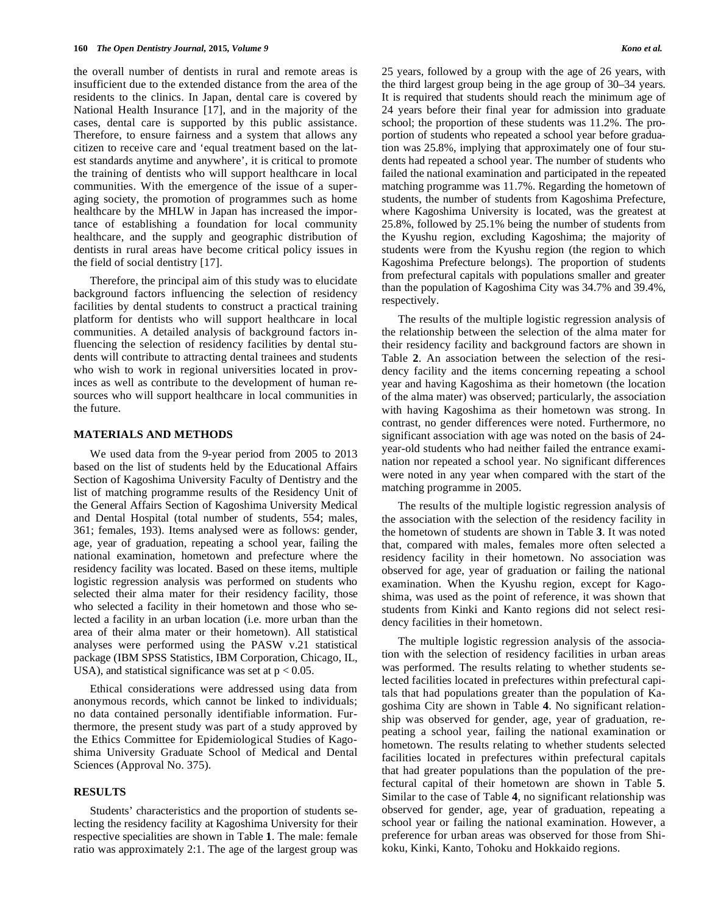the overall number of dentists in rural and remote areas is insufficient due to the extended distance from the area of the residents to the clinics. In Japan, dental care is covered by National Health Insurance [17], and in the majority of the cases, dental care is supported by this public assistance. Therefore, to ensure fairness and a system that allows any citizen to receive care and 'equal treatment based on the latest standards anytime and anywhere', it is critical to promote the training of dentists who will support healthcare in local communities. With the emergence of the issue of a super-aging society, the promotion of programmes such as home healthcare by the MHLW in Japan has increased the importance of establishing a foundation for local community healthcare, and the supply and geographic distribution of dentists in rural areas have become critical policy issues in the field of social dentistry [17].

Therefore, the principal aim of this study was to elucidate background factors influencing the selection of residency facilities by dental students to construct a practical training platform for dentists who will support healthcare in local communities. A detailed analysis of background factors influencing the selection of residency facilities by dental students will contribute to attracting dental trainees and students who wish to work in regional universities located in provinces as well as contribute to the development of human resources who will support healthcare in local communities in the future.

## MATERIALS AND METHODS

We used data from the 9-year period from 2005 to 2013 based on the list of students held by the Educational Affairs Section of Kagoshima University Faculty of Dentistry and the list of matching programme results of the Residency Unit of the General Affairs Section of Kagoshima University Medical and Dental Hospital (total number of students, 554; males, 361; females, 193). Items analysed were as follows: gender, age, year of graduation, repeating a school year, failing the national examination, hometown and prefecture where the residency facility was located. Based on these items, multiple logistic regression analysis was performed on students who selected their alma mater for their residency facility, those who selected a facility in their hometown and those who selected a facility in an urban location (i.e. more urban than the area of their alma mater or their hometown). All statistical analyses were performed using the PASW v.21 statistical package (IBM SPSS Statistics, IBM Corporation, Chicago, IL, USA), and statistical significance was set at $p < 0.05$.

Ethical considerations were addressed using data from anonymous records, which cannot be linked to individuals; no data contained personally identifiable information. Furthermore, the present study was part of a study approved by the Ethics Committee for Epidemiological Studies of Kagoshima University Graduate School of Medical and Dental Sciences (Approval No. 375).

## RESULTS

Students' characteristics and the proportion of students selecting the residency facility at Kagoshima University for their respective specialities are shown in Table **1**. The male: female ratio was approximately 2:1. The age of the largest group was 25 years, followed by a group with the age of 26 years, with the third largest group being in the age group of 30–34 years. It is required that students should reach the minimum age of 24 years before their final year for admission into graduate school; the proportion of these students was 11.2%. The proportion of students who repeated a school year before graduation was 25.8%, implying that approximately one of four students had repeated a school year. The number of students who failed the national examination and participated in the repeated matching programme was 11.7%. Regarding the hometown of students, the number of students from Kagoshima Prefecture, where Kagoshima University is located, was the greatest at 25.8%, followed by 25.1% being the number of students from the Kyushu region, excluding Kagoshima; the majority of students were from the Kyushu region (the region to which Kagoshima Prefecture belongs). The proportion of students from prefectural capitals with populations smaller and greater than the population of Kagoshima City was 34.7% and 39.4%, respectively.

The results of the multiple logistic regression analysis of the relationship between the selection of the alma mater for their residency facility and background factors are shown in Table **2**. An association between the selection of the residency facility and the items concerning repeating a school year and having Kagoshima as their hometown (the location of the alma mater) was observed; particularly, the association with having Kagoshima as their hometown was strong. In contrast, no gender differences were noted. Furthermore, no significant association with age was noted on the basis of 24-year-old students who had neither failed the entrance examination nor repeated a school year. No significant differences were noted in any year when compared with the start of the matching programme in 2005.

The results of the multiple logistic regression analysis of the association with the selection of the residency facility in the hometown of students are shown in Table **3**. It was noted that, compared with males, females more often selected a residency facility in their hometown. No association was observed for age, year of graduation or failing the national examination. When the Kyushu region, except for Kagoshima, was used as the point of reference, it was shown that students from Kinki and Kanto regions did not select residency facilities in their hometown.

The multiple logistic regression analysis of the association with the selection of residency facilities in urban areas was performed. The results relating to whether students selected facilities located in prefectures within prefectural capitals that had populations greater than the population of Kagoshima City are shown in Table **4**. No significant relationship was observed for gender, age, year of graduation, repeating a school year, failing the national examination or hometown. The results relating to whether students selected facilities located in prefectures within prefectural capitals that had greater populations than the population of the prefectural capital of their hometown are shown in Table **5**. Similar to the case of Table **4**, no significant relationship was observed for gender, age, year of graduation, repeating a school year or failing the national examination. However, a preference for urban areas was observed for those from Shikoku, Kinki, Kanto, Tohoku and Hokkaido regions.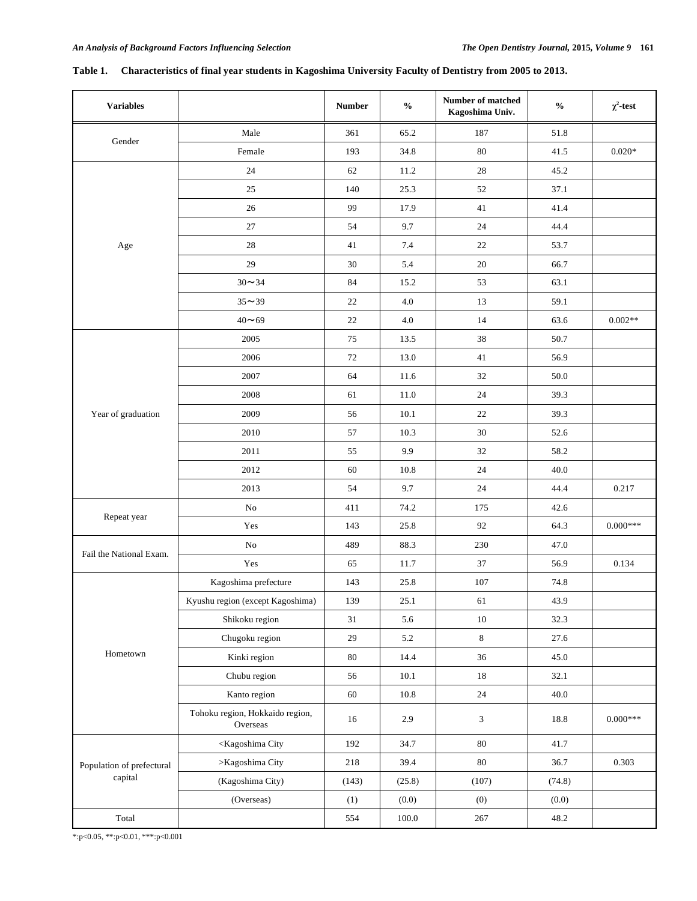**Table 1. Characteristics of final year students in Kagoshima University Faculty of Dentistry from 2005 to 2013.**

| Variables | | Number | % | Number of matched Kagoshima Univ. | % | $\chi^2$-test |
|---|---|---|---|---|---|---|
| Gender | Male | 361 | 65.2 | 187 | 51.8 | |
| | Female | 193 | 34.8 | 80 | 41.5 | 0.020* |
| Age | 24 | 62 | 11.2 | 28 | 45.2 | |
| | 25 | 140 | 25.3 | 52 | 37.1 | |
| | 26 | 99 | 17.9 | 41 | 41.4 | |
| | 27 | 54 | 9.7 | 24 | 44.4 | |
| | 28 | 41 | 7.4 | 22 | 53.7 | |
| | 29 | 30 | 5.4 | 20 | 66.7 | |
| | 30〜34 | 84 | 15.2 | 53 | 63.1 | |
| | 35〜39 | 22 | 4.0 | 13 | 59.1 | |
| | 40〜69 | 22 | 4.0 | 14 | 63.6 | 0.002** |
| Year of graduation | 2005 | 75 | 13.5 | 38 | 50.7 | |
| | 2006 | 72 | 13.0 | 41 | 56.9 | |
| | 2007 | 64 | 11.6 | 32 | 50.0 | |
| | 2008 | 61 | 11.0 | 24 | 39.3 | |
| | 2009 | 56 | 10.1 | 22 | 39.3 | |
| | 2010 | 57 | 10.3 | 30 | 52.6 | |
| | 2011 | 55 | 9.9 | 32 | 58.2 | |
| | 2012 | 60 | 10.8 | 24 | 40.0 | |
| | 2013 | 54 | 9.7 | 24 | 44.4 | 0.217 |
| Repeat year | No | 411 | 74.2 | 175 | 42.6 | |
| | Yes | 143 | 25.8 | 92 | 64.3 | 0.000*** |
| Fail the National Exam. | No | 489 | 88.3 | 230 | 47.0 | |
| | Yes | 65 | 11.7 | 37 | 56.9 | 0.134 |
| Hometown | Kagoshima prefecture | 143 | 25.8 | 107 | 74.8 | |
| | Kyushu region (except Kagoshima) | 139 | 25.1 | 61 | 43.9 | |
| | Shikoku region | 31 | 5.6 | 10 | 32.3 | |
| | Chugoku region | 29 | 5.2 | 8 | 27.6 | |
| | Kinki region | 80 | 14.4 | 36 | 45.0 | |
| | Chubu region | 56 | 10.1 | 18 | 32.1 | |
| | Kanto region | 60 | 10.8 | 24 | 40.0 | |
| | Tohoku region, Hokkaido region, Overseas | 16 | 2.9 | 3 | 18.8 | 0.000*** |
| Population of prefectural capital | <Kagoshima City | 192 | 34.7 | 80 | 41.7 | |
| | >Kagoshima City | 218 | 39.4 | 80 | 36.7 | 0.303 |
| | (Kagoshima City) | (143) | (25.8) | (107) | (74.8) | |
| | (Overseas) | (1) | (0.0) | (0) | (0.0) | |
| Total | | 554 | 100.0 | 267 | 48.2 | |

*:p<0.05, **:p<0.01, ***:p<0.001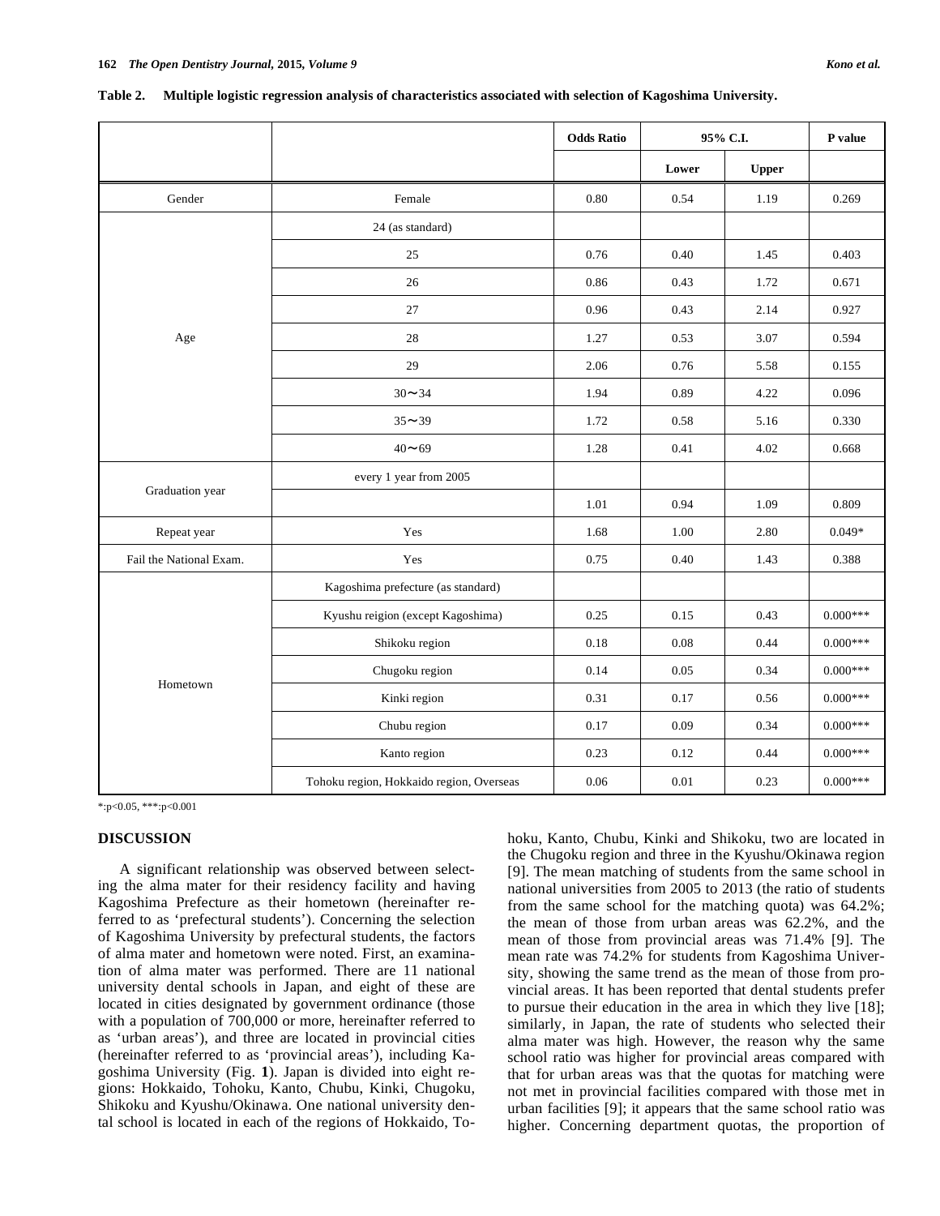**Table 2. Multiple logistic regression analysis of characteristics associated with selection of Kagoshima University.**

| | | Odds Ratio | 95% C.I. | | P value |
|---|---|---|---|---|---|
| | | | Lower | Upper | |
| Gender | Female | 0.80 | 0.54 | 1.19 | 0.269 |
| Age | 24 (as standard) | | | | |
| | 25 | 0.76 | 0.40 | 1.45 | 0.403 |
| | 26 | 0.86 | 0.43 | 1.72 | 0.671 |
| | 27 | 0.96 | 0.43 | 2.14 | 0.927 |
| | 28 | 1.27 | 0.53 | 3.07 | 0.594 |
| | 29 | 2.06 | 0.76 | 5.58 | 0.155 |
| | 30〜34 | 1.94 | 0.89 | 4.22 | 0.096 |
| | 35〜39 | 1.72 | 0.58 | 5.16 | 0.330 |
| | 40〜69 | 1.28 | 0.41 | 4.02 | 0.668 |
| Graduation year | every 1 year from 2005 | | | | |
| | | 1.01 | 0.94 | 1.09 | 0.809 |
| Repeat year | Yes | 1.68 | 1.00 | 2.80 | 0.049* |
| Fail the National Exam. | Yes | 0.75 | 0.40 | 1.43 | 0.388 |
| Hometown | Kagoshima prefecture (as standard) | | | | |
| | Kyushu reigion (except Kagoshima) | 0.25 | 0.15 | 0.43 | 0.000*** |
| | Shikoku region | 0.18 | 0.08 | 0.44 | 0.000*** |
| | Chugoku region | 0.14 | 0.05 | 0.34 | 0.000*** |
| | Kinki region | 0.31 | 0.17 | 0.56 | 0.000*** |
| | Chubu region | 0.17 | 0.09 | 0.34 | 0.000*** |
| | Kanto region | 0.23 | 0.12 | 0.44 | 0.000*** |
| | Tohoku region, Hokkaido region, Overseas | 0.06 | 0.01 | 0.23 | 0.000*** |

*:p<0.05, ***:p<0.001

## DISCUSSION

A significant relationship was observed between selecting the alma mater for their residency facility and having Kagoshima Prefecture as their hometown (hereinafter referred to as 'prefectural students'). Concerning the selection of Kagoshima University by prefectural students, the factors of alma mater and hometown were noted. First, an examination of alma mater was performed. There are 11 national university dental schools in Japan, and eight of these are located in cities designated by government ordinance (those with a population of 700,000 or more, hereinafter referred to as 'urban areas'), and three are located in provincial cities (hereinafter referred to as 'provincial areas'), including Kagoshima University (Fig. **1**). Japan is divided into eight regions: Hokkaido, Tohoku, Kanto, Chubu, Kinki, Chugoku, Shikoku and Kyushu/Okinawa. One national university dental school is located in each of the regions of Hokkaido, Tohoku, Kanto, Chubu, Kinki and Shikoku, two are located in the Chugoku region and three in the Kyushu/Okinawa region [9]. The mean matching of students from the same school in national universities from 2005 to 2013 (the ratio of students from the same school for the matching quota) was 64.2%; the mean of those from urban areas was 62.2%, and the mean of those from provincial areas was 71.4% [9]. The mean rate was 74.2% for students from Kagoshima University, showing the same trend as the mean of those from provincial areas. It has been reported that dental students prefer to pursue their education in the area in which they live [18]; similarly, in Japan, the rate of students who selected their alma mater was high. However, the reason why the same school ratio was higher for provincial areas compared with that for urban areas was that the quotas for matching were not met in provincial facilities compared with those met in urban facilities [9]; it appears that the same school ratio was higher. Concerning department quotas, the proportion of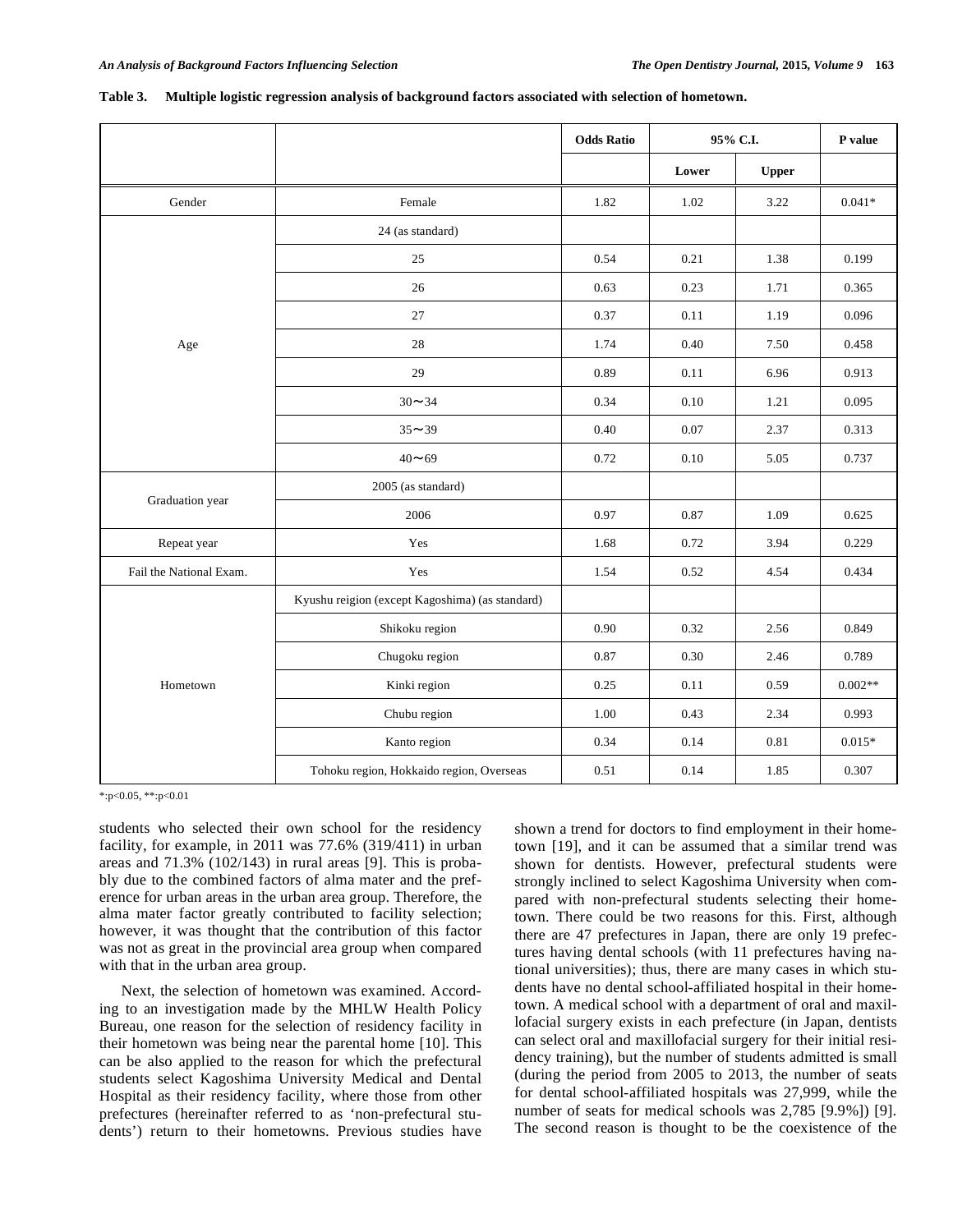**Table 3. Multiple logistic regression analysis of background factors associated with selection of hometown.**

| | | Odds Ratio | 95% C.I. | | P value |
|---|---|---|---|---|---|
| | | | Lower | Upper | |
| Gender | Female | 1.82 | 1.02 | 3.22 | 0.041* |
| Age | 24 (as standard) | | | | |
| | 25 | 0.54 | 0.21 | 1.38 | 0.199 |
| | 26 | 0.63 | 0.23 | 1.71 | 0.365 |
| | 27 | 0.37 | 0.11 | 1.19 | 0.096 |
| | 28 | 1.74 | 0.40 | 7.50 | 0.458 |
| | 29 | 0.89 | 0.11 | 6.96 | 0.913 |
| | 30〜34 | 0.34 | 0.10 | 1.21 | 0.095 |
| | 35〜39 | 0.40 | 0.07 | 2.37 | 0.313 |
| | 40〜69 | 0.72 | 0.10 | 5.05 | 0.737 |
| Graduation year | 2005 (as standard) | | | | |
| | 2006 | 0.97 | 0.87 | 1.09 | 0.625 |
| Repeat year | Yes | 1.68 | 0.72 | 3.94 | 0.229 |
| Fail the National Exam. | Yes | 1.54 | 0.52 | 4.54 | 0.434 |
| Hometown | Kyushu reigion (except Kagoshima) (as standard) | | | | |
| | Shikoku region | 0.90 | 0.32 | 2.56 | 0.849 |
| | Chugoku region | 0.87 | 0.30 | 2.46 | 0.789 |
| | Kinki region | 0.25 | 0.11 | 0.59 | 0.002** |
| | Chubu region | 1.00 | 0.43 | 2.34 | 0.993 |
| | Kanto region | 0.34 | 0.14 | 0.81 | 0.015* |
| | Tohoku region, Hokkaido region, Overseas | 0.51 | 0.14 | 1.85 | 0.307 |

*:p<0.05, **:p<0.01

students who selected their own school for the residency facility, for example, in 2011 was 77.6% (319/411) in urban areas and 71.3% (102/143) in rural areas [9]. This is probably due to the combined factors of alma mater and the preference for urban areas in the urban area group. Therefore, the alma mater factor greatly contributed to facility selection; however, it was thought that the contribution of this factor was not as great in the provincial area group when compared with that in the urban area group.

Next, the selection of hometown was examined. According to an investigation made by the MHLW Health Policy Bureau, one reason for the selection of residency facility in their hometown was being near the parental home [10]. This can be also applied to the reason for which the prefectural students select Kagoshima University Medical and Dental Hospital as their residency facility, where those from other prefectures (hereinafter referred to as 'non-prefectural students') return to their hometowns. Previous studies have shown a trend for doctors to find employment in their hometown [19], and it can be assumed that a similar trend was shown for dentists. However, prefectural students were strongly inclined to select Kagoshima University when compared with non-prefectural students selecting their hometown. There could be two reasons for this. First, although there are 47 prefectures in Japan, there are only 19 prefectures having dental schools (with 11 prefectures having national universities); thus, there are many cases in which students have no dental school-affiliated hospital in their hometown. A medical school with a department of oral and maxillofacial surgery exists in each prefecture (in Japan, dentists can select oral and maxillofacial surgery for their initial residency training), but the number of students admitted is small (during the period from 2005 to 2013, the number of seats for dental school-affiliated hospitals was 27,999, while the number of seats for medical schools was 2,785 [9.9%]) [9]. The second reason is thought to be the coexistence of the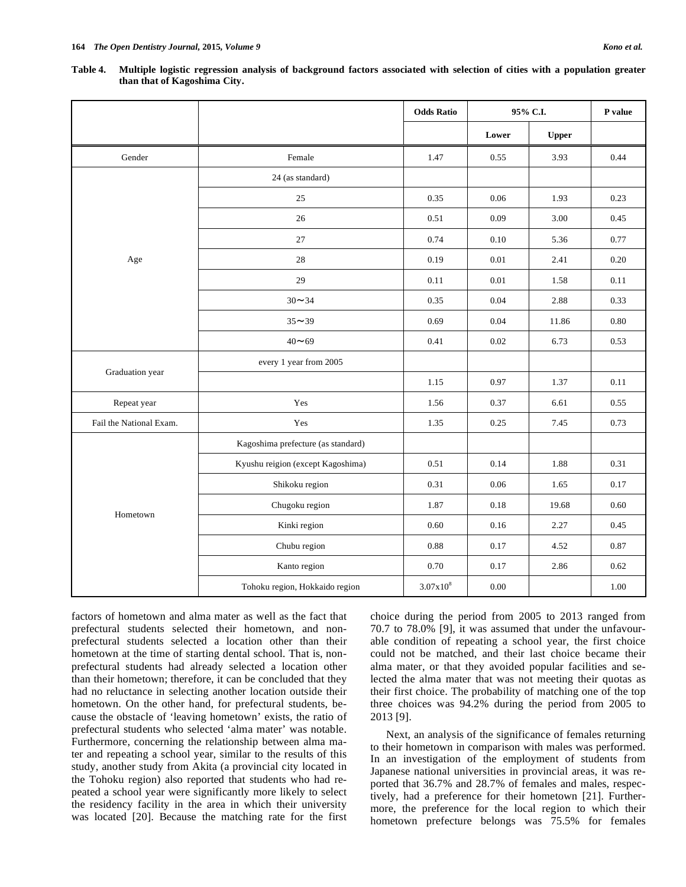**Table 4. Multiple logistic regression analysis of background factors associated with selection of cities with a population greater than that of Kagoshima City.**

| | | Odds Ratio | 95% C.I. | | P value |
|---|---|---|---|---|---|
| | | | Lower | Upper | |
| Gender | Female | 1.47 | 0.55 | 3.93 | 0.44 |
| Age | 24 (as standard) | | | | |
| | 25 | 0.35 | 0.06 | 1.93 | 0.23 |
| | 26 | 0.51 | 0.09 | 3.00 | 0.45 |
| | 27 | 0.74 | 0.10 | 5.36 | 0.77 |
| | 28 | 0.19 | 0.01 | 2.41 | 0.20 |
| | 29 | 0.11 | 0.01 | 1.58 | 0.11 |
| | 30〜34 | 0.35 | 0.04 | 2.88 | 0.33 |
| | 35〜39 | 0.69 | 0.04 | 11.86 | 0.80 |
| | 40〜69 | 0.41 | 0.02 | 6.73 | 0.53 |
| Graduation year | every 1 year from 2005 | | | | |
| | | 1.15 | 0.97 | 1.37 | 0.11 |
| Repeat year | Yes | 1.56 | 0.37 | 6.61 | 0.55 |
| Fail the National Exam. | Yes | 1.35 | 0.25 | 7.45 | 0.73 |
| Hometown | Kagoshima prefecture (as standard) | | | | |
| | Kyushu reigion (except Kagoshima) | 0.51 | 0.14 | 1.88 | 0.31 |
| | Shikoku region | 0.31 | 0.06 | 1.65 | 0.17 |
| | Chugoku region | 1.87 | 0.18 | 19.68 | 0.60 |
| | Kinki region | 0.60 | 0.16 | 2.27 | 0.45 |
| | Chubu region | 0.88 | 0.17 | 4.52 | 0.87 |
| | Kanto region | 0.70 | 0.17 | 2.86 | 0.62 |
| | Tohoku region, Hokkaido region | $3.07 \times 10^8$ | 0.00 | | 1.00 |

factors of hometown and alma mater as well as the fact that prefectural students selected their hometown, and non-prefectural students selected a location other than their hometown at the time of starting dental school. That is, non-prefectural students had already selected a location other than their hometown; therefore, it can be concluded that they had no reluctance in selecting another location outside their hometown. On the other hand, for prefectural students, because the obstacle of 'leaving hometown' exists, the ratio of prefectural students who selected 'alma mater' was notable. Furthermore, concerning the relationship between alma mater and repeating a school year, similar to the results of this study, another study from Akita (a provincial city located in the Tohoku region) also reported that students who had repeated a school year were significantly more likely to select the residency facility in the area in which their university was located [20]. Because the matching rate for the first choice during the period from 2005 to 2013 ranged from 70.7 to 78.0% [9], it was assumed that under the unfavourable condition of repeating a school year, the first choice could not be matched, and their last choice became their alma mater, or that they avoided popular facilities and selected the alma mater that was not meeting their quotas as their first choice. The probability of matching one of the top three choices was 94.2% during the period from 2005 to 2013 [9].

Next, an analysis of the significance of females returning to their hometown in comparison with males was performed. In an investigation of the employment of students from Japanese national universities in provincial areas, it was reported that 36.7% and 28.7% of females and males, respectively, had a preference for their hometown [21]. Furthermore, the preference for the local region to which their hometown prefecture belongs was 75.5% for females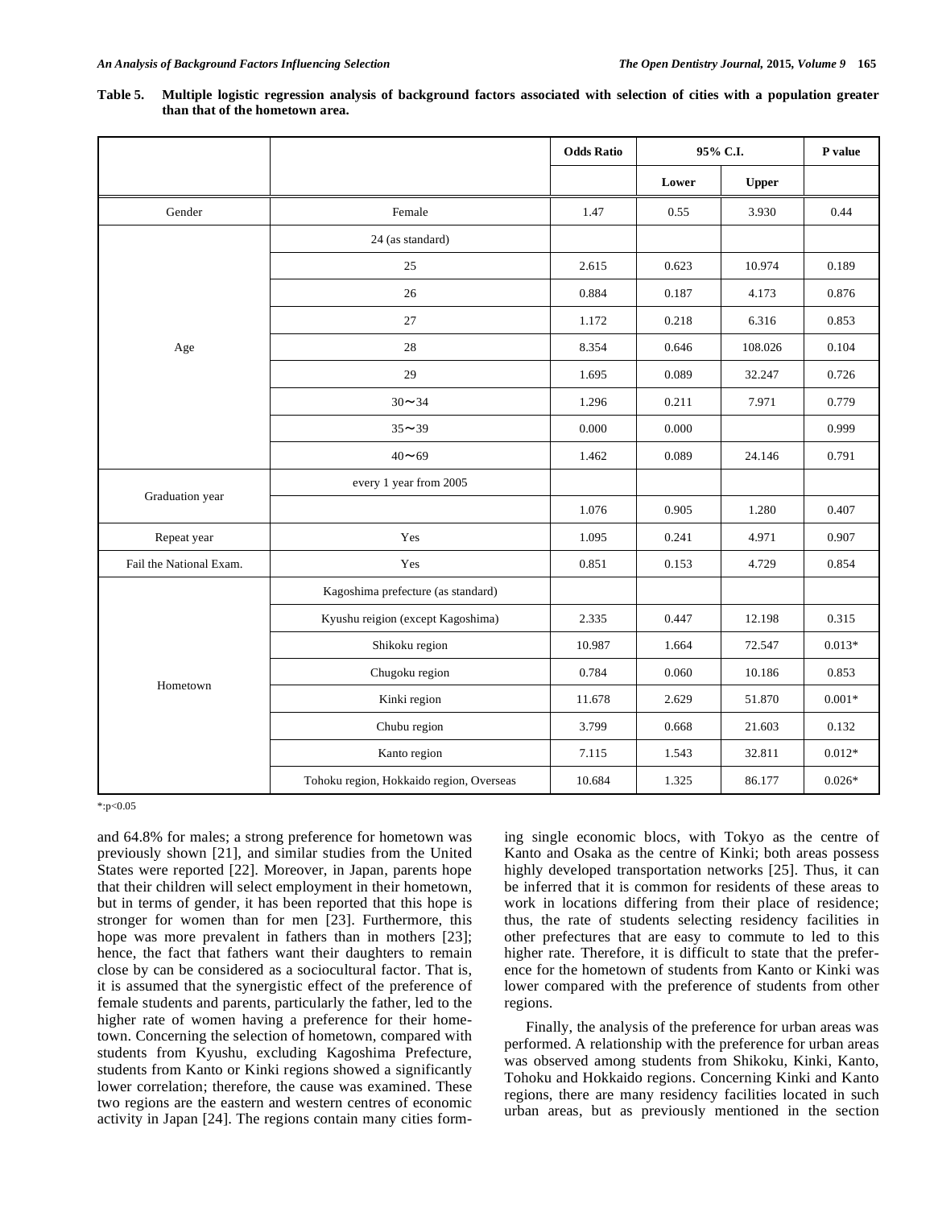**Table 5. Multiple logistic regression analysis of background factors associated with selection of cities with a population greater than that of the hometown area.**

| | | Odds Ratio | 95% C.I. | | P value |
|---|---|---|---|---|---|
| | | | Lower | Upper | |
| Gender | Female | 1.47 | 0.55 | 3.930 | 0.44 |
| Age | 24 (as standard) | | | | |
| | 25 | 2.615 | 0.623 | 10.974 | 0.189 |
| | 26 | 0.884 | 0.187 | 4.173 | 0.876 |
| | 27 | 1.172 | 0.218 | 6.316 | 0.853 |
| | 28 | 8.354 | 0.646 | 108.026 | 0.104 |
| | 29 | 1.695 | 0.089 | 32.247 | 0.726 |
| | 30〜34 | 1.296 | 0.211 | 7.971 | 0.779 |
| | 35〜39 | 0.000 | 0.000 | | 0.999 |
| | 40〜69 | 1.462 | 0.089 | 24.146 | 0.791 |
| Graduation year | every 1 year from 2005 | | | | |
| | | 1.076 | 0.905 | 1.280 | 0.407 |
| Repeat year | Yes | 1.095 | 0.241 | 4.971 | 0.907 |
| Fail the National Exam. | Yes | 0.851 | 0.153 | 4.729 | 0.854 |
| Hometown | Kagoshima prefecture (as standard) | | | | |
| | Kyushu reigion (except Kagoshima) | 2.335 | 0.447 | 12.198 | 0.315 |
| | Shikoku region | 10.987 | 1.664 | 72.547 | 0.013* |
| | Chugoku region | 0.784 | 0.060 | 10.186 | 0.853 |
| | Kinki region | 11.678 | 2.629 | 51.870 | 0.001* |
| | Chubu region | 3.799 | 0.668 | 21.603 | 0.132 |
| | Kanto region | 7.115 | 1.543 | 32.811 | 0.012* |
| | Tohoku region, Hokkaido region, Overseas | 10.684 | 1.325 | 86.177 | 0.026* |

*:p<0.05

and 64.8% for males; a strong preference for hometown was previously shown [21], and similar studies from the United States were reported [22]. Moreover, in Japan, parents hope that their children will select employment in their hometown, but in terms of gender, it has been reported that this hope is stronger for women than for men [23]. Furthermore, this hope was more prevalent in fathers than in mothers [23]; hence, the fact that fathers want their daughters to remain close by can be considered as a sociocultural factor. That is, it is assumed that the synergistic effect of the preference of female students and parents, particularly the father, led to the higher rate of women having a preference for their hometown. Concerning the selection of hometown, compared with students from Kyushu, excluding Kagoshima Prefecture, students from Kanto or Kinki regions showed a significantly lower correlation; therefore, the cause was examined. These two regions are the eastern and western centres of economic activity in Japan [24]. The regions contain many cities forming single economic blocs, with Tokyo as the centre of Kanto and Osaka as the centre of Kinki; both areas possess highly developed transportation networks [25]. Thus, it can be inferred that it is common for residents of these areas to work in locations differing from their place of residence; thus, the rate of students selecting residency facilities in other prefectures that are easy to commute to led to this higher rate. Therefore, it is difficult to state that the preference for the hometown of students from Kanto or Kinki was lower compared with the preference of students from other regions.

Finally, the analysis of the preference for urban areas was performed. A relationship with the preference for urban areas was observed among students from Shikoku, Kinki, Kanto, Tohoku and Hokkaido regions. Concerning Kinki and Kanto regions, there are many residency facilities located in such urban areas, but as previously mentioned in the section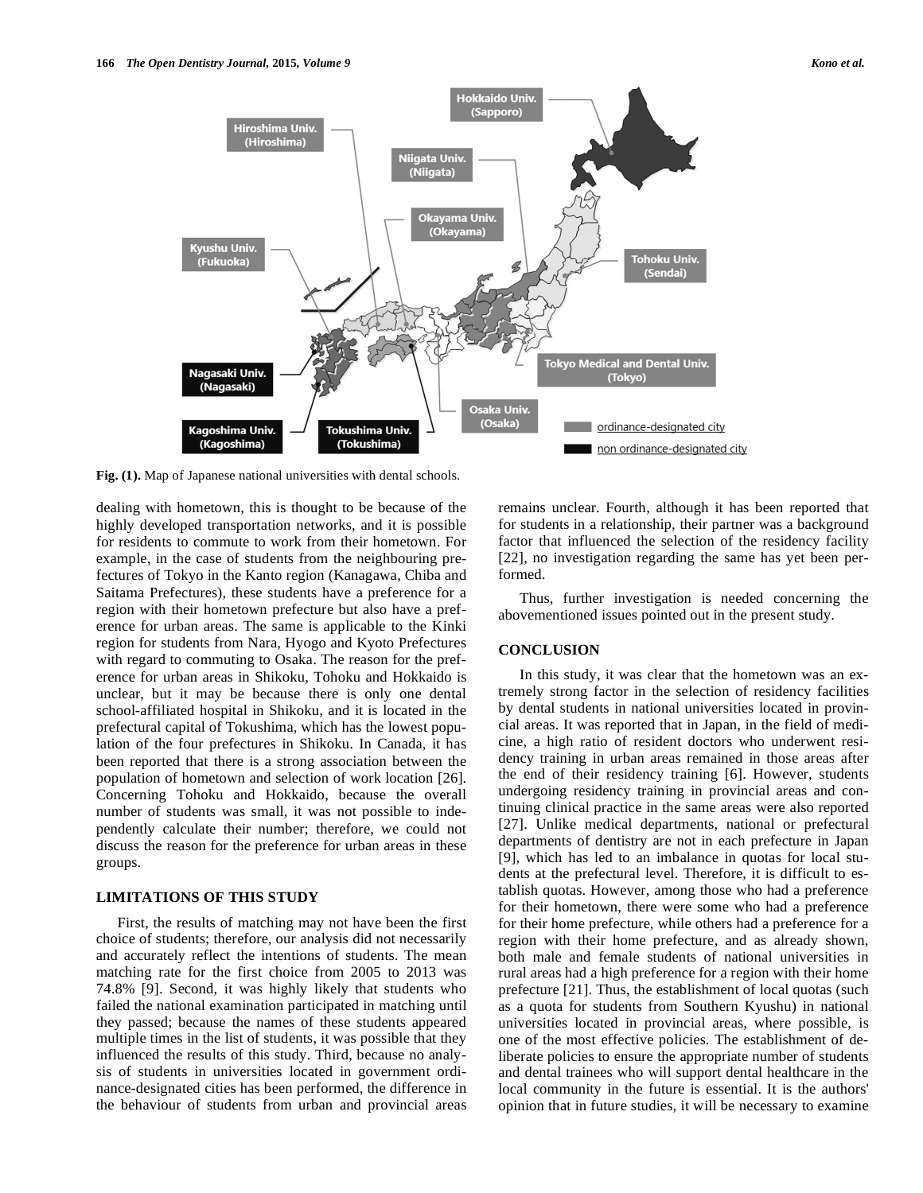Fig. (1). Map of Japanese national universities with dental schools.

dealing with hometown, this is thought to be because of the highly developed transportation networks, and it is possible for residents to commute to work from their hometown. For example, in the case of students from the neighbouring prefectures of Tokyo in the Kanto region (Kanagawa, Chiba and Saitama Prefectures), these students have a preference for a region with their hometown prefecture but also have a preference for urban areas. The same is applicable to the Kinki region for students from Nara, Hyogo and Kyoto Prefectures with regard to commuting to Osaka. The reason for the preference for urban areas in Shikoku, Tohoku and Hokkaido is unclear, but it may be because there is only one dental school-affiliated hospital in Shikoku, and it is located in the prefectural capital of Tokushima, which has the lowest population of the four prefectures in Shikoku. In Canada, it has been reported that there is a strong association between the population of hometown and selection of work location [26]. Concerning Tohoku and Hokkaido, because the overall number of students was small, it was not possible to independently calculate their number; therefore, we could not discuss the reason for the preference for urban areas in these groups.

## LIMITATIONS OF THIS STUDY

First, the results of matching may not have been the first choice of students; therefore, our analysis did not necessarily and accurately reflect the intentions of students. The mean matching rate for the first choice from 2005 to 2013 was 74.8% [9]. Second, it was highly likely that students who failed the national examination participated in matching until they passed; because the names of these students appeared multiple times in the list of students, it was possible that they influenced the results of this study. Third, because no analysis of students in universities located in government ordinance-designated cities has been performed, the difference in the behaviour of students from urban and provincial areas remains unclear. Fourth, although it has been reported that for students in a relationship, their partner was a background factor that influenced the selection of the residency facility [22], no investigation regarding the same has yet been performed.

Thus, further investigation is needed concerning the abovementioned issues pointed out in the present study.

## CONCLUSION

In this study, it was clear that the hometown was an extremely strong factor in the selection of residency facilities by dental students in national universities located in provincial areas. It was reported that in Japan, in the field of medicine, a high ratio of resident doctors who underwent residency training in urban areas remained in those areas after the end of their residency training [6]. However, students undergoing residency training in provincial areas and continuing clinical practice in the same areas were also reported [27]. Unlike medical departments, national or prefectural departments of dentistry are not in each prefecture in Japan [9], which has led to an imbalance in quotas for local students at the prefectural level. Therefore, it is difficult to establish quotas. However, among those who had a preference for their hometown, there were some who had a preference for their home prefecture, while others had a preference for a region with their home prefecture, and as already shown, both male and female students of national universities in rural areas had a high preference for a region with their home prefecture [21]. Thus, the establishment of local quotas (such as a quota for students from Southern Kyushu) in national universities located in provincial areas, where possible, is one of the most effective policies. The establishment of deliberate policies to ensure the appropriate number of students and dental trainees who will support dental healthcare in the local community in the future is essential. It is the authors' opinion that in future studies, it will be necessary to examine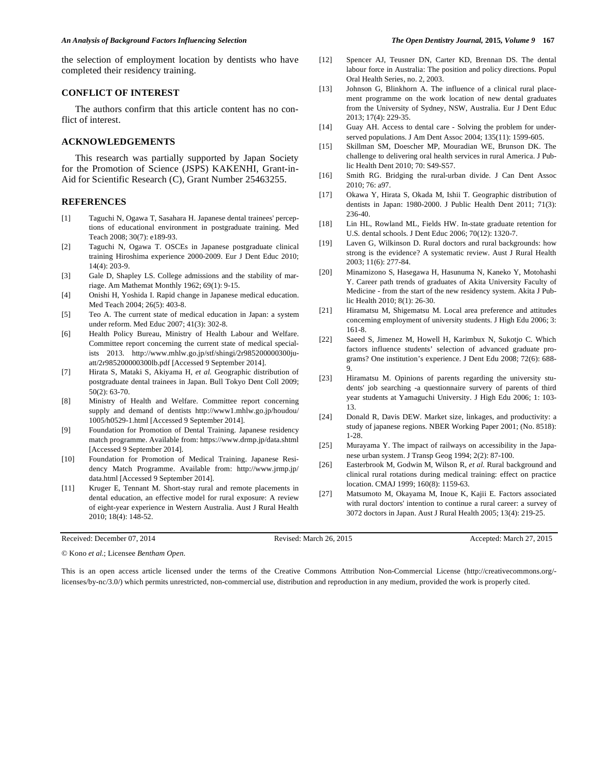the selection of employment location by dentists who have completed their residency training.

## CONFLICT OF INTEREST

The authors confirm that this article content has no conflict of interest.

## ACKNOWLEDGEMENTS

This research was partially supported by Japan Society for the Promotion of Science (JSPS) KAKENHI, Grant-in-Aid for Scientific Research (C), Grant Number 25463255.

## REFERENCES

[1] Taguchi N, Ogawa T, Sasahara H. Japanese dental trainees' perceptions of educational environment in postgraduate training. Med Teach 2008; 30(7): e189-93.

[2] Taguchi N, Ogawa T. OSCEs in Japanese postgraduate clinical training Hiroshima experience 2000-2009. Eur J Dent Educ 2010; 14(4): 203-9.

[3] Gale D, Shapley LS. College admissions and the stability of marriage. Am Mathemat Monthly 1962; 69(1): 9-15.

[4] Onishi H, Yoshida I. Rapid change in Japanese medical education. Med Teach 2004; 26(5): 403-8.

[5] Teo A. The current state of medical education in Japan: a system under reform. Med Educ 2007; 41(3): 302-8.

[6] Health Policy Bureau, Ministry of Health Labour and Welfare. Committee report concerning the current state of medical specialists 2013. http://www.mhlw.go.jp/stf/shingi/2r985200000300ju-att/2r985200000300lb.pdf [Accessed 9 September 2014].

[7] Hirata S, Mataki S, Akiyama H, *et al.* Geographic distribution of postgraduate dental trainees in Japan. Bull Tokyo Dent Coll 2009; 50(2): 63-70.

[8] Ministry of Health and Welfare. Committee report concerning supply and demand of dentists http://www1.mhlw.go.jp/houdou/1005/h0529-1.html [Accessed 9 September 2014].

[9] Foundation for Promotion of Dental Training. Japanese residency match programme. Available from: https://www.drmp.jp/data.shtml [Accessed 9 September 2014].

[10] Foundation for Promotion of Medical Training. Japanese Residency Match Programme. Available from: http://www.jrmp.jp/data.html [Accessed 9 September 2014].

[11] Kruger E, Tennant M. Short-stay rural and remote placements in dental education, an effective model for rural exposure: A review of eight-year experience in Western Australia. Aust J Rural Health 2010; 18(4): 148-52.

[12] Spencer AJ, Teusner DN, Carter KD, Brennan DS. The dental labour force in Australia: The position and policy directions. Popul Oral Health Series, no. 2, 2003.

[13] Johnson G, Blinkhorn A. The influence of a clinical rural placement programme on the work location of new dental graduates from the University of Sydney, NSW, Australia. Eur J Dent Educ 2013; 17(4): 229-35.

[14] Guay AH. Access to dental care - Solving the problem for underserved populations. J Am Dent Assoc 2004; 135(11): 1599-605.

[15] Skillman SM, Doescher MP, Mouradian WE, Brunson DK. The challenge to delivering oral health services in rural America. J Public Health Dent 2010; 70: S49-S57.

[16] Smith RG. Bridging the rural-urban divide. J Can Dent Assoc 2010; 76: a97.

[17] Okawa Y, Hirata S, Okada M, Ishii T. Geographic distribution of dentists in Japan: 1980-2000. J Public Health Dent 2011; 71(3): 236-40.

[18] Lin HL, Rowland ML, Fields HW. In-state graduate retention for U.S. dental schools. J Dent Educ 2006; 70(12): 1320-7.

[19] Laven G, Wilkinson D. Rural doctors and rural backgrounds: how strong is the evidence? A systematic review. Aust J Rural Health 2003; 11(6): 277-84.

[20] Minamizono S, Hasegawa H, Hasunuma N, Kaneko Y, Motohashi Y. Career path trends of graduates of Akita University Faculty of Medicine - from the start of the new residency system. Akita J Public Health 2010; 8(1): 26-30.

[21] Hiramatsu M, Shigematsu M. Local area preference and attitudes concerning employment of university students. J High Edu 2006; 3: 161-8.

[22] Saeed S, Jimenez M, Howell H, Karimbux N, Sukotjo C. Which factors influence students' selection of advanced graduate programs? One institution's experience. J Dent Edu 2008; 72(6): 688-9.

[23] Hiramatsu M. Opinions of parents regarding the university students' job searching -a questionnaire survery of parents of third year students at Yamaguchi University. J High Edu 2006; 1: 103-13.

[24] Donald R, Davis DEW. Market size, linkages, and productivity: a study of japanese regions. NBER Working Paper 2001; (No. 8518): 1-28.

[25] Murayama Y. The impact of railways on accessibility in the Japanese urban system. J Transp Geog 1994; 2(2): 87-100.

[26] Easterbrook M, Godwin M, Wilson R, *et al.* Rural background and clinical rural rotations during medical training: effect on practice location. CMAJ 1999; 160(8): 1159-63.

[27] Matsumoto M, Okayama M, Inoue K, Kajii E. Factors associated with rural doctors' intention to continue a rural career: a survey of 3072 doctors in Japan. Aust J Rural Health 2005; 13(4): 219-25.

Received: December 07, 2014 Revised: March 26, 2015 Accepted: March 27, 2015

© Kono *et al.*; Licensee *Bentham Open*.

This is an open access article licensed under the terms of the Creative Commons Attribution Non-Commercial License (http://creativecommons.org/-licenses/by-nc/3.0/) which permits unrestricted, non-commercial use, distribution and reproduction in any medium, provided the work is properly cited.